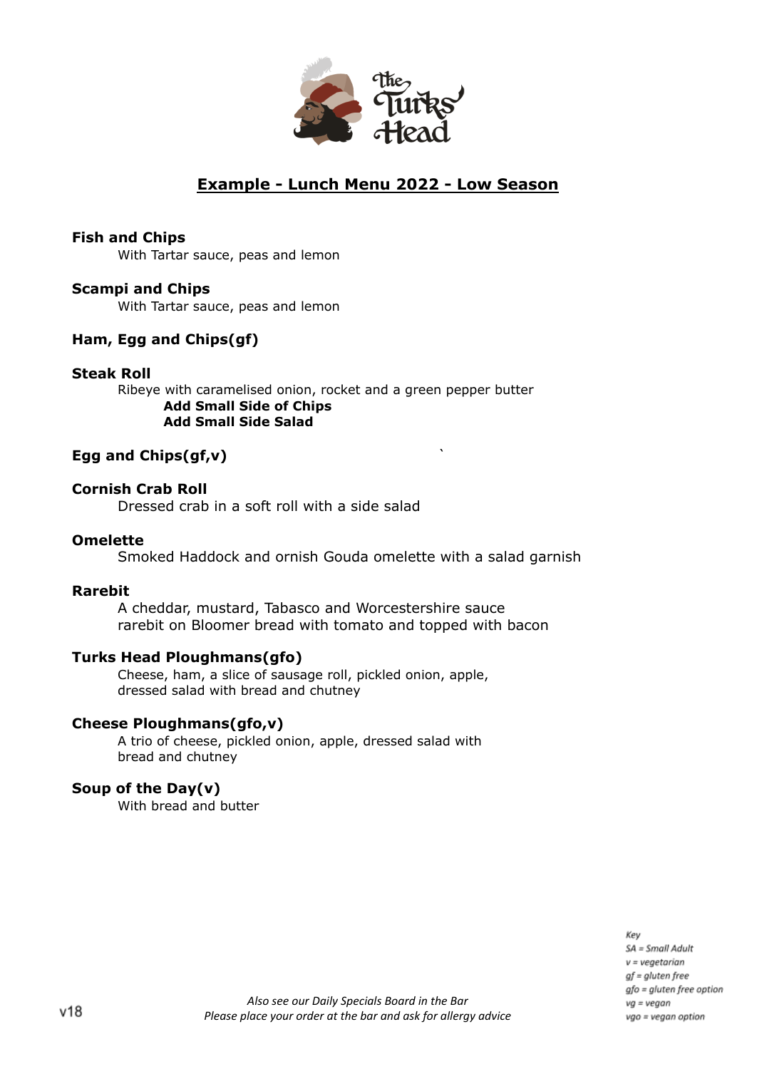The Turks Head

# Example - Lunch Menu 2022 - Low Season

**Fish and Chips**
With Tartar sauce, peas and lemon

**Scampi and Chips**
With Tartar sauce, peas and lemon

**Ham, Egg and Chips(gf)**

**Steak Roll**
Ribeye with caramelised onion, rocket and a green pepper butter
**Add Small Side of Chips**
**Add Small Side Salad**

**Egg and Chips(gf,v)**

**Cornish Crab Roll**
Dressed crab in a soft roll with a side salad

**Omelette**
Smoked Haddock and ornish Gouda omelette with a salad garnish

**Rarebit**
A cheddar, mustard, Tabasco and Worcestershire sauce
rarebit on Bloomer bread with tomato and topped with bacon

**Turks Head Ploughmans(gfo)**
Cheese, ham, a slice of sausage roll, pickled onion, apple,
dressed salad with bread and chutney

**Cheese Ploughmans(gfo,v)**
A trio of cheese, pickled onion, apple, dressed salad with
bread and chutney

**Soup of the Day(v)**
With bread and butter

*Also see our Daily Specials Board in the Bar*
*Please place your order at the bar and ask for allergy advice*

*Key*
*SA = Small Adult*
*v = vegetarian*
*gf = gluten free*
*gfo = gluten free option*
*vg = vegan*
*vgo = vegan option*

v18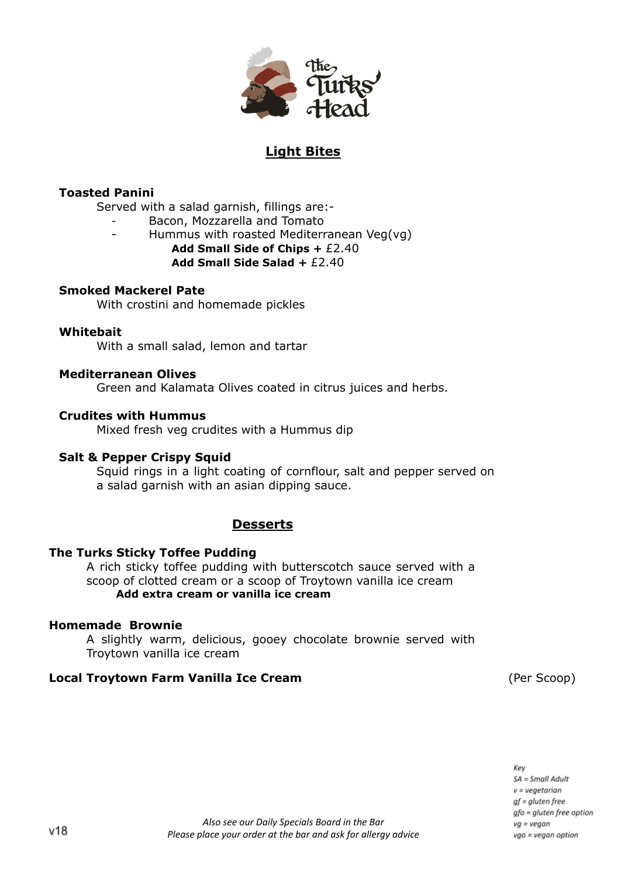# The Turks Head

## Light Bites

**Toasted Panini**

Served with a salad garnish, fillings are:-

- Bacon, Mozzarella and Tomato
- Hummus with roasted Mediterranean Veg(vg)

**Add Small Side of Chips +** £2.40

**Add Small Side Salad +** £2.40

**Smoked Mackerel Pate**

With crostini and homemade pickles

**Whitebait**

With a small salad, lemon and tartar

**Mediterranean Olives**

Green and Kalamata Olives coated in citrus juices and herbs.

**Crudites with Hummus**

Mixed fresh veg crudites with a Hummus dip

**Salt & Pepper Crispy Squid**

Squid rings in a light coating of cornflour, salt and pepper served on a salad garnish with an asian dipping sauce.

## Desserts

**The Turks Sticky Toffee Pudding**

A rich sticky toffee pudding with butterscotch sauce served with a scoop of clotted cream or a scoop of Troytown vanilla ice cream

**Add extra cream or vanilla ice cream**

**Homemade Brownie**

A slightly warm, delicious, gooey chocolate brownie served with Troytown vanilla ice cream

**Local Troytown Farm Vanilla Ice Cream** (Per Scoop)

v18

*Also see our Daily Specials Board in the Bar*
*Please place your order at the bar and ask for allergy advice*

*Key*
*SA = Small Adult*
*v = vegetarian*
*gf = gluten free*
*gfo = gluten free option*
*vg = vegan*
*vgo = vegan option*